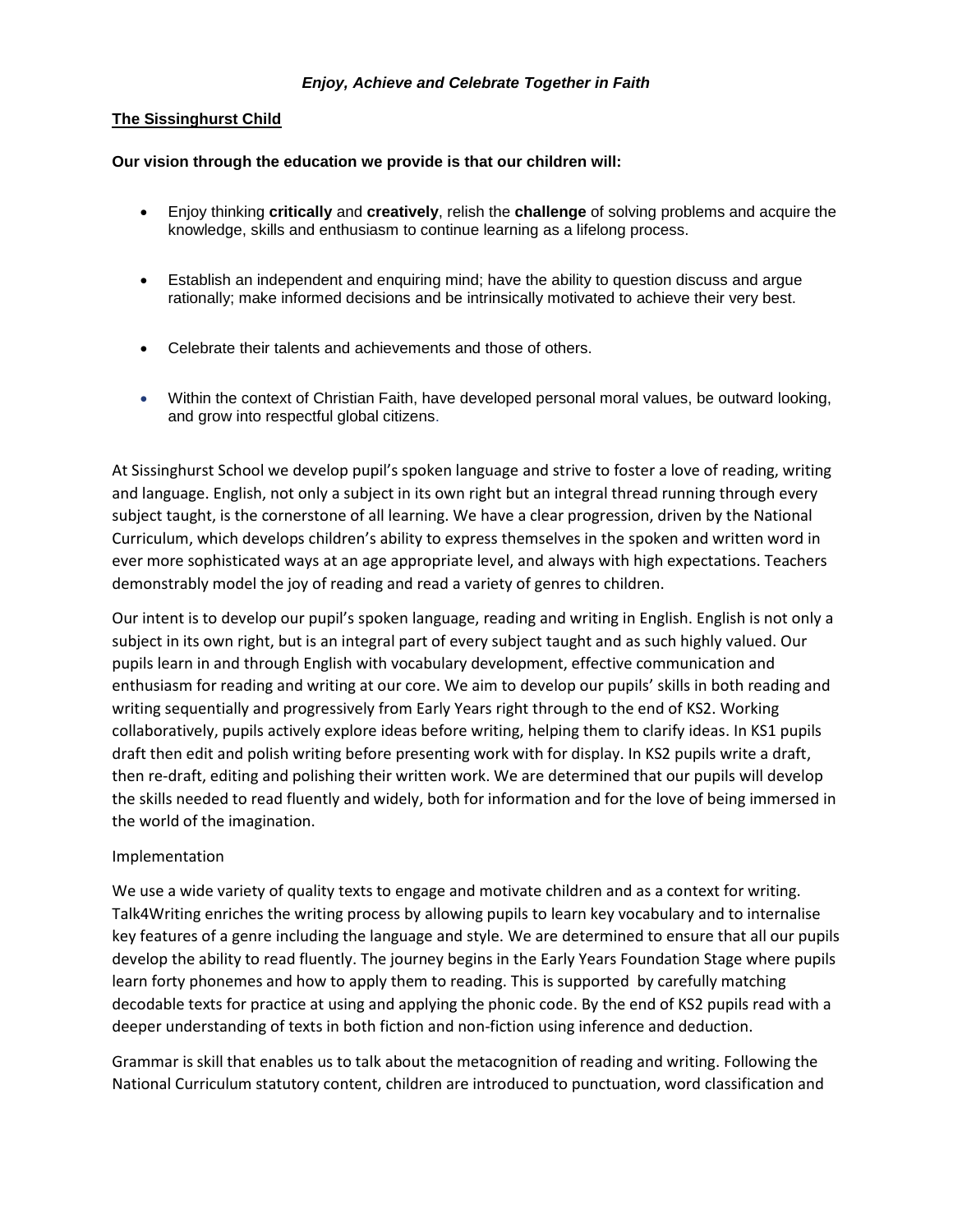***Enjoy, Achieve and Celebrate Together in Faith***

**The Sissinghurst Child**

**Our vision through the education we provide is that our children will:**

- Enjoy thinking **critically** and **creatively**, relish the **challenge** of solving problems and acquire the knowledge, skills and enthusiasm to continue learning as a lifelong process.

- Establish an independent and enquiring mind; have the ability to question discuss and argue rationally; make informed decisions and be intrinsically motivated to achieve their very best.

- Celebrate their talents and achievements and those of others.

- Within the context of Christian Faith, have developed personal moral values, be outward looking, and grow into respectful global citizens.

At Sissinghurst School we develop pupil's spoken language and strive to foster a love of reading, writing and language. English, not only a subject in its own right but an integral thread running through every subject taught, is the cornerstone of all learning. We have a clear progression, driven by the National Curriculum, which develops children's ability to express themselves in the spoken and written word in ever more sophisticated ways at an age appropriate level, and always with high expectations. Teachers demonstrably model the joy of reading and read a variety of genres to children.

Our intent is to develop our pupil's spoken language, reading and writing in English. English is not only a subject in its own right, but is an integral part of every subject taught and as such highly valued. Our pupils learn in and through English with vocabulary development, effective communication and enthusiasm for reading and writing at our core. We aim to develop our pupils' skills in both reading and writing sequentially and progressively from Early Years right through to the end of KS2. Working collaboratively, pupils actively explore ideas before writing, helping them to clarify ideas. In KS1 pupils draft then edit and polish writing before presenting work with for display. In KS2 pupils write a draft, then re-draft, editing and polishing their written work. We are determined that our pupils will develop the skills needed to read fluently and widely, both for information and for the love of being immersed in the world of the imagination.

Implementation

We use a wide variety of quality texts to engage and motivate children and as a context for writing. Talk4Writing enriches the writing process by allowing pupils to learn key vocabulary and to internalise key features of a genre including the language and style. We are determined to ensure that all our pupils develop the ability to read fluently. The journey begins in the Early Years Foundation Stage where pupils learn forty phonemes and how to apply them to reading. This is supported by carefully matching decodable texts for practice at using and applying the phonic code. By the end of KS2 pupils read with a deeper understanding of texts in both fiction and non-fiction using inference and deduction.

Grammar is skill that enables us to talk about the metacognition of reading and writing. Following the National Curriculum statutory content, children are introduced to punctuation, word classification and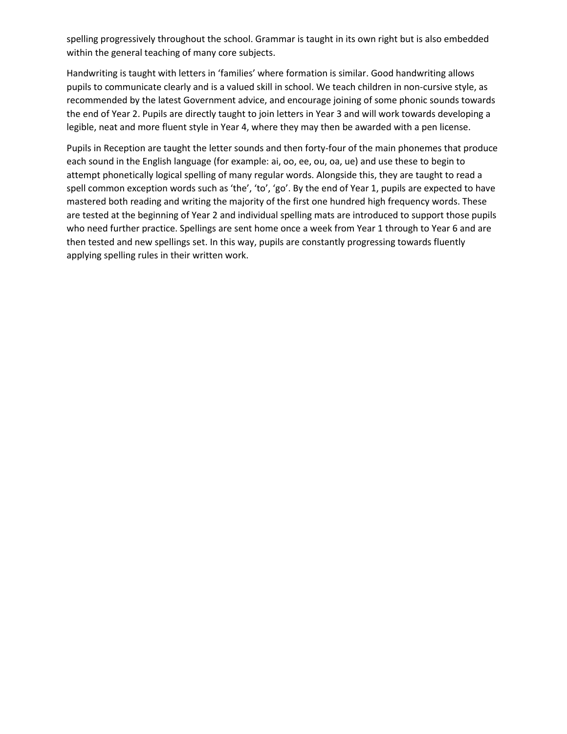spelling progressively throughout the school. Grammar is taught in its own right but is also embedded within the general teaching of many core subjects.

Handwriting is taught with letters in 'families' where formation is similar. Good handwriting allows pupils to communicate clearly and is a valued skill in school. We teach children in non-cursive style, as recommended by the latest Government advice, and encourage joining of some phonic sounds towards the end of Year 2. Pupils are directly taught to join letters in Year 3 and will work towards developing a legible, neat and more fluent style in Year 4, where they may then be awarded with a pen license.

Pupils in Reception are taught the letter sounds and then forty-four of the main phonemes that produce each sound in the English language (for example: ai, oo, ee, ou, oa, ue) and use these to begin to attempt phonetically logical spelling of many regular words. Alongside this, they are taught to read a spell common exception words such as 'the', 'to', 'go'. By the end of Year 1, pupils are expected to have mastered both reading and writing the majority of the first one hundred high frequency words. These are tested at the beginning of Year 2 and individual spelling mats are introduced to support those pupils who need further practice. Spellings are sent home once a week from Year 1 through to Year 6 and are then tested and new spellings set. In this way, pupils are constantly progressing towards fluently applying spelling rules in their written work.